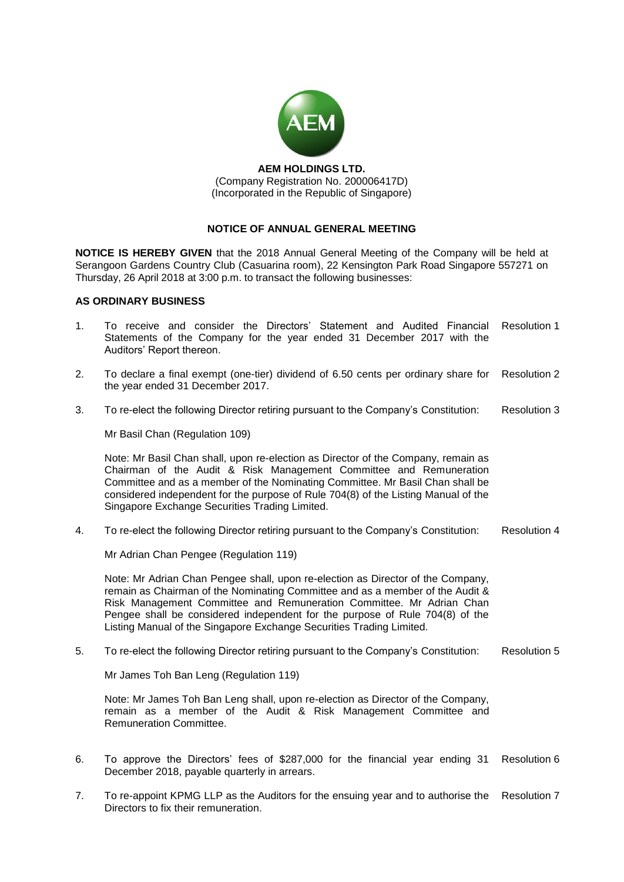**AEM HOLDINGS LTD.**
(Company Registration No. 200006417D)
(Incorporated in the Republic of Singapore)

## NOTICE OF ANNUAL GENERAL MEETING

**NOTICE IS HEREBY GIVEN** that the 2018 Annual General Meeting of the Company will be held at Serangoon Gardens Country Club (Casuarina room), 22 Kensington Park Road Singapore 557271 on Thursday, 26 April 2018 at 3:00 p.m. to transact the following businesses:

### AS ORDINARY BUSINESS

1. To receive and consider the Directors' Statement and Audited Financial Statements of the Company for the year ended 31 December 2017 with the Auditors' Report thereon. — Resolution 1

2. To declare a final exempt (one-tier) dividend of 6.50 cents per ordinary share for the year ended 31 December 2017. — Resolution 2

3. To re-elect the following Director retiring pursuant to the Company's Constitution: — Resolution 3

   Mr Basil Chan (Regulation 109)

   Note: Mr Basil Chan shall, upon re-election as Director of the Company, remain as Chairman of the Audit & Risk Management Committee and Remuneration Committee and as a member of the Nominating Committee. Mr Basil Chan shall be considered independent for the purpose of Rule 704(8) of the Listing Manual of the Singapore Exchange Securities Trading Limited.

4. To re-elect the following Director retiring pursuant to the Company's Constitution: — Resolution 4

   Mr Adrian Chan Pengee (Regulation 119)

   Note: Mr Adrian Chan Pengee shall, upon re-election as Director of the Company, remain as Chairman of the Nominating Committee and as a member of the Audit & Risk Management Committee and Remuneration Committee. Mr Adrian Chan Pengee shall be considered independent for the purpose of Rule 704(8) of the Listing Manual of the Singapore Exchange Securities Trading Limited.

5. To re-elect the following Director retiring pursuant to the Company's Constitution: — Resolution 5

   Mr James Toh Ban Leng (Regulation 119)

   Note: Mr James Toh Ban Leng shall, upon re-election as Director of the Company, remain as a member of the Audit & Risk Management Committee and Remuneration Committee.

6. To approve the Directors' fees of $287,000 for the financial year ending 31 December 2018, payable quarterly in arrears. — Resolution 6

7. To re-appoint KPMG LLP as the Auditors for the ensuing year and to authorise the Directors to fix their remuneration. — Resolution 7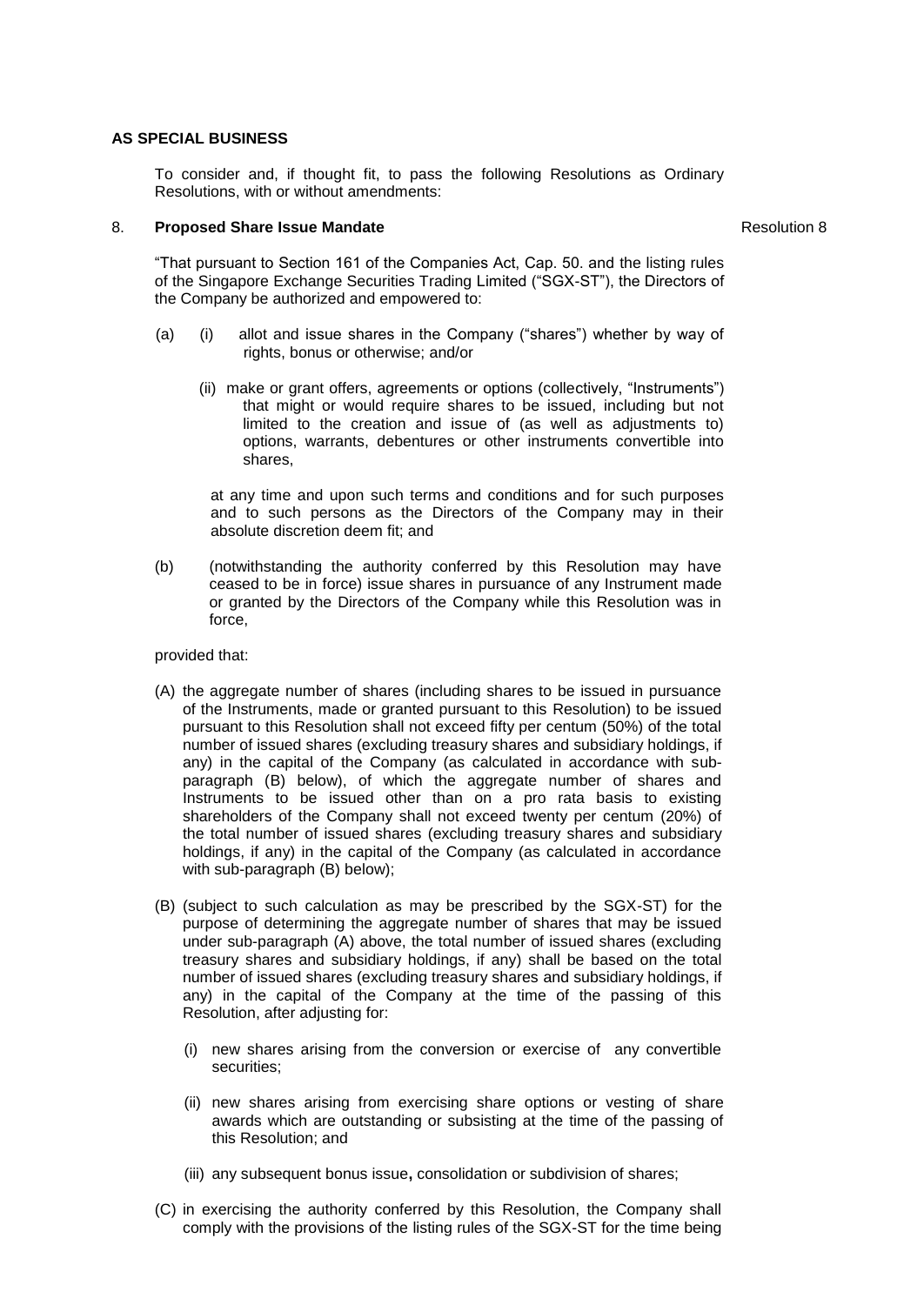**AS SPECIAL BUSINESS**

To consider and, if thought fit, to pass the following Resolutions as Ordinary Resolutions, with or without amendments:

8. **Proposed Share Issue Mandate** Resolution 8

"That pursuant to Section 161 of the Companies Act, Cap. 50. and the listing rules of the Singapore Exchange Securities Trading Limited ("SGX-ST"), the Directors of the Company be authorized and empowered to:

(a) (i) allot and issue shares in the Company ("shares") whether by way of rights, bonus or otherwise; and/or

(ii) make or grant offers, agreements or options (collectively, "Instruments") that might or would require shares to be issued, including but not limited to the creation and issue of (as well as adjustments to) options, warrants, debentures or other instruments convertible into shares,

at any time and upon such terms and conditions and for such purposes and to such persons as the Directors of the Company may in their absolute discretion deem fit; and

(b) (notwithstanding the authority conferred by this Resolution may have ceased to be in force) issue shares in pursuance of any Instrument made or granted by the Directors of the Company while this Resolution was in force,

provided that:

(A) the aggregate number of shares (including shares to be issued in pursuance of the Instruments, made or granted pursuant to this Resolution) to be issued pursuant to this Resolution shall not exceed fifty per centum (50%) of the total number of issued shares (excluding treasury shares and subsidiary holdings, if any) in the capital of the Company (as calculated in accordance with sub-paragraph (B) below), of which the aggregate number of shares and Instruments to be issued other than on a pro rata basis to existing shareholders of the Company shall not exceed twenty per centum (20%) of the total number of issued shares (excluding treasury shares and subsidiary holdings, if any) in the capital of the Company (as calculated in accordance with sub-paragraph (B) below);

(B) (subject to such calculation as may be prescribed by the SGX-ST) for the purpose of determining the aggregate number of shares that may be issued under sub-paragraph (A) above, the total number of issued shares (excluding treasury shares and subsidiary holdings, if any) shall be based on the total number of issued shares (excluding treasury shares and subsidiary holdings, if any) in the capital of the Company at the time of the passing of this Resolution, after adjusting for:

(i) new shares arising from the conversion or exercise of any convertible securities;

(ii) new shares arising from exercising share options or vesting of share awards which are outstanding or subsisting at the time of the passing of this Resolution; and

(iii) any subsequent bonus issue, consolidation or subdivision of shares;

(C) in exercising the authority conferred by this Resolution, the Company shall comply with the provisions of the listing rules of the SGX-ST for the time being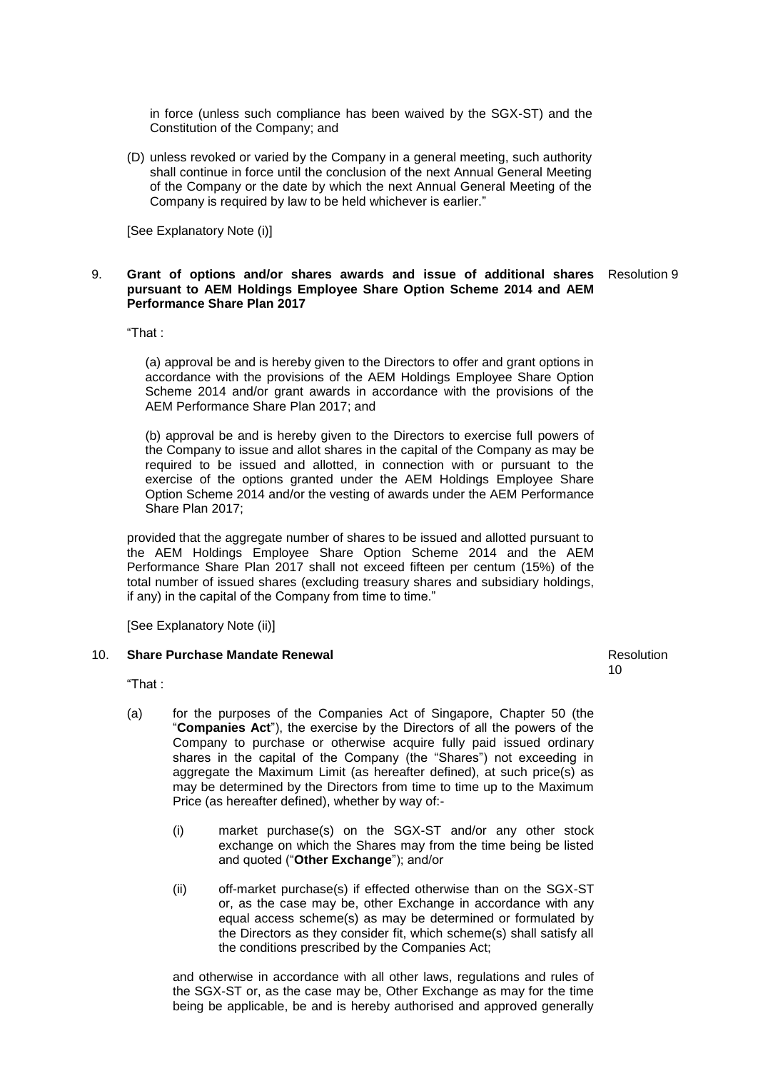in force (unless such compliance has been waived by the SGX-ST) and the Constitution of the Company; and

(D) unless revoked or varied by the Company in a general meeting, such authority shall continue in force until the conclusion of the next Annual General Meeting of the Company or the date by which the next Annual General Meeting of the Company is required by law to be held whichever is earlier."

[See Explanatory Note (i)]

9. **Grant of options and/or shares awards and issue of additional shares pursuant to AEM Holdings Employee Share Option Scheme 2014 and AEM Performance Share Plan 2017** — Resolution 9

"That :

(a) approval be and is hereby given to the Directors to offer and grant options in accordance with the provisions of the AEM Holdings Employee Share Option Scheme 2014 and/or grant awards in accordance with the provisions of the AEM Performance Share Plan 2017; and

(b) approval be and is hereby given to the Directors to exercise full powers of the Company to issue and allot shares in the capital of the Company as may be required to be issued and allotted, in connection with or pursuant to the exercise of the options granted under the AEM Holdings Employee Share Option Scheme 2014 and/or the vesting of awards under the AEM Performance Share Plan 2017;

provided that the aggregate number of shares to be issued and allotted pursuant to the AEM Holdings Employee Share Option Scheme 2014 and the AEM Performance Share Plan 2017 shall not exceed fifteen per centum (15%) of the total number of issued shares (excluding treasury shares and subsidiary holdings, if any) in the capital of the Company from time to time."

[See Explanatory Note (ii)]

10. **Share Purchase Mandate Renewal** — Resolution 10

"That :

(a) for the purposes of the Companies Act of Singapore, Chapter 50 (the "**Companies Act**"), the exercise by the Directors of all the powers of the Company to purchase or otherwise acquire fully paid issued ordinary shares in the capital of the Company (the "Shares") not exceeding in aggregate the Maximum Limit (as hereafter defined), at such price(s) as may be determined by the Directors from time to time up to the Maximum Price (as hereafter defined), whether by way of:-

   (i) market purchase(s) on the SGX-ST and/or any other stock exchange on which the Shares may from the time being be listed and quoted ("**Other Exchange**"); and/or

   (ii) off-market purchase(s) if effected otherwise than on the SGX-ST or, as the case may be, other Exchange in accordance with any equal access scheme(s) as may be determined or formulated by the Directors as they consider fit, which scheme(s) shall satisfy all the conditions prescribed by the Companies Act;

and otherwise in accordance with all other laws, regulations and rules of the SGX-ST or, as the case may be, Other Exchange as may for the time being be applicable, be and is hereby authorised and approved generally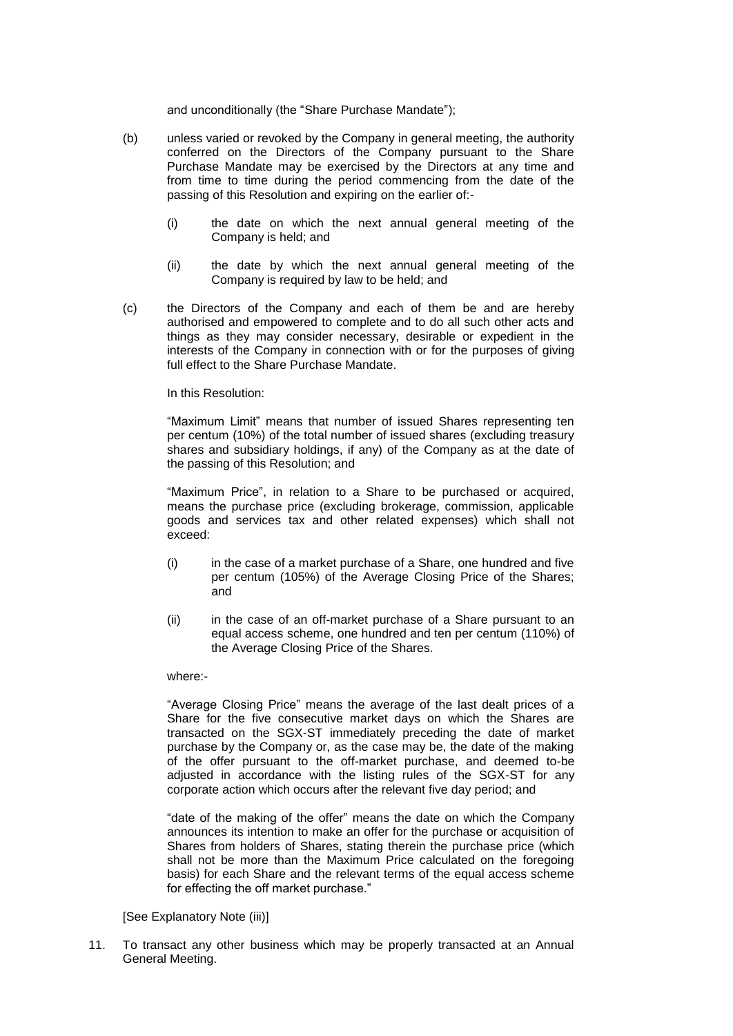and unconditionally (the "Share Purchase Mandate");

(b) unless varied or revoked by the Company in general meeting, the authority conferred on the Directors of the Company pursuant to the Share Purchase Mandate may be exercised by the Directors at any time and from time to time during the period commencing from the date of the passing of this Resolution and expiring on the earlier of:-

   (i) the date on which the next annual general meeting of the Company is held; and

   (ii) the date by which the next annual general meeting of the Company is required by law to be held; and

(c) the Directors of the Company and each of them be and are hereby authorised and empowered to complete and to do all such other acts and things as they may consider necessary, desirable or expedient in the interests of the Company in connection with or for the purposes of giving full effect to the Share Purchase Mandate.

In this Resolution:

"Maximum Limit" means that number of issued Shares representing ten per centum (10%) of the total number of issued shares (excluding treasury shares and subsidiary holdings, if any) of the Company as at the date of the passing of this Resolution; and

"Maximum Price", in relation to a Share to be purchased or acquired, means the purchase price (excluding brokerage, commission, applicable goods and services tax and other related expenses) which shall not exceed:

   (i) in the case of a market purchase of a Share, one hundred and five per centum (105%) of the Average Closing Price of the Shares; and

   (ii) in the case of an off-market purchase of a Share pursuant to an equal access scheme, one hundred and ten per centum (110%) of the Average Closing Price of the Shares.

where:-

"Average Closing Price" means the average of the last dealt prices of a Share for the five consecutive market days on which the Shares are transacted on the SGX-ST immediately preceding the date of market purchase by the Company or, as the case may be, the date of the making of the offer pursuant to the off-market purchase, and deemed to-be adjusted in accordance with the listing rules of the SGX-ST for any corporate action which occurs after the relevant five day period; and

"date of the making of the offer" means the date on which the Company announces its intention to make an offer for the purchase or acquisition of Shares from holders of Shares, stating therein the purchase price (which shall not be more than the Maximum Price calculated on the foregoing basis) for each Share and the relevant terms of the equal access scheme for effecting the off market purchase."

[See Explanatory Note (iii)]

11. To transact any other business which may be properly transacted at an Annual General Meeting.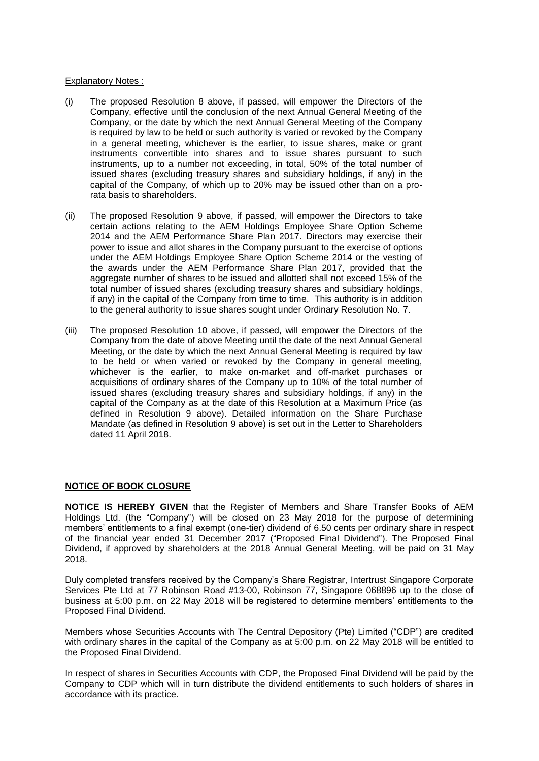Explanatory Notes :

(i) The proposed Resolution 8 above, if passed, will empower the Directors of the Company, effective until the conclusion of the next Annual General Meeting of the Company, or the date by which the next Annual General Meeting of the Company is required by law to be held or such authority is varied or revoked by the Company in a general meeting, whichever is the earlier, to issue shares, make or grant instruments convertible into shares and to issue shares pursuant to such instruments, up to a number not exceeding, in total, 50% of the total number of issued shares (excluding treasury shares and subsidiary holdings, if any) in the capital of the Company, of which up to 20% may be issued other than on a pro-rata basis to shareholders.

(ii) The proposed Resolution 9 above, if passed, will empower the Directors to take certain actions relating to the AEM Holdings Employee Share Option Scheme 2014 and the AEM Performance Share Plan 2017. Directors may exercise their power to issue and allot shares in the Company pursuant to the exercise of options under the AEM Holdings Employee Share Option Scheme 2014 or the vesting of the awards under the AEM Performance Share Plan 2017, provided that the aggregate number of shares to be issued and allotted shall not exceed 15% of the total number of issued shares (excluding treasury shares and subsidiary holdings, if any) in the capital of the Company from time to time. This authority is in addition to the general authority to issue shares sought under Ordinary Resolution No. 7.

(iii) The proposed Resolution 10 above, if passed, will empower the Directors of the Company from the date of above Meeting until the date of the next Annual General Meeting, or the date by which the next Annual General Meeting is required by law to be held or when varied or revoked by the Company in general meeting, whichever is the earlier, to make on-market and off-market purchases or acquisitions of ordinary shares of the Company up to 10% of the total number of issued shares (excluding treasury shares and subsidiary holdings, if any) in the capital of the Company as at the date of this Resolution at a Maximum Price (as defined in Resolution 9 above). Detailed information on the Share Purchase Mandate (as defined in Resolution 9 above) is set out in the Letter to Shareholders dated 11 April 2018.

## NOTICE OF BOOK CLOSURE

**NOTICE IS HEREBY GIVEN** that the Register of Members and Share Transfer Books of AEM Holdings Ltd. (the "Company") will be closed on 23 May 2018 for the purpose of determining members' entitlements to a final exempt (one-tier) dividend of 6.50 cents per ordinary share in respect of the financial year ended 31 December 2017 ("Proposed Final Dividend"). The Proposed Final Dividend, if approved by shareholders at the 2018 Annual General Meeting, will be paid on 31 May 2018.

Duly completed transfers received by the Company's Share Registrar, Intertrust Singapore Corporate Services Pte Ltd at 77 Robinson Road #13-00, Robinson 77, Singapore 068896 up to the close of business at 5:00 p.m. on 22 May 2018 will be registered to determine members' entitlements to the Proposed Final Dividend.

Members whose Securities Accounts with The Central Depository (Pte) Limited ("CDP") are credited with ordinary shares in the capital of the Company as at 5:00 p.m. on 22 May 2018 will be entitled to the Proposed Final Dividend.

In respect of shares in Securities Accounts with CDP, the Proposed Final Dividend will be paid by the Company to CDP which will in turn distribute the dividend entitlements to such holders of shares in accordance with its practice.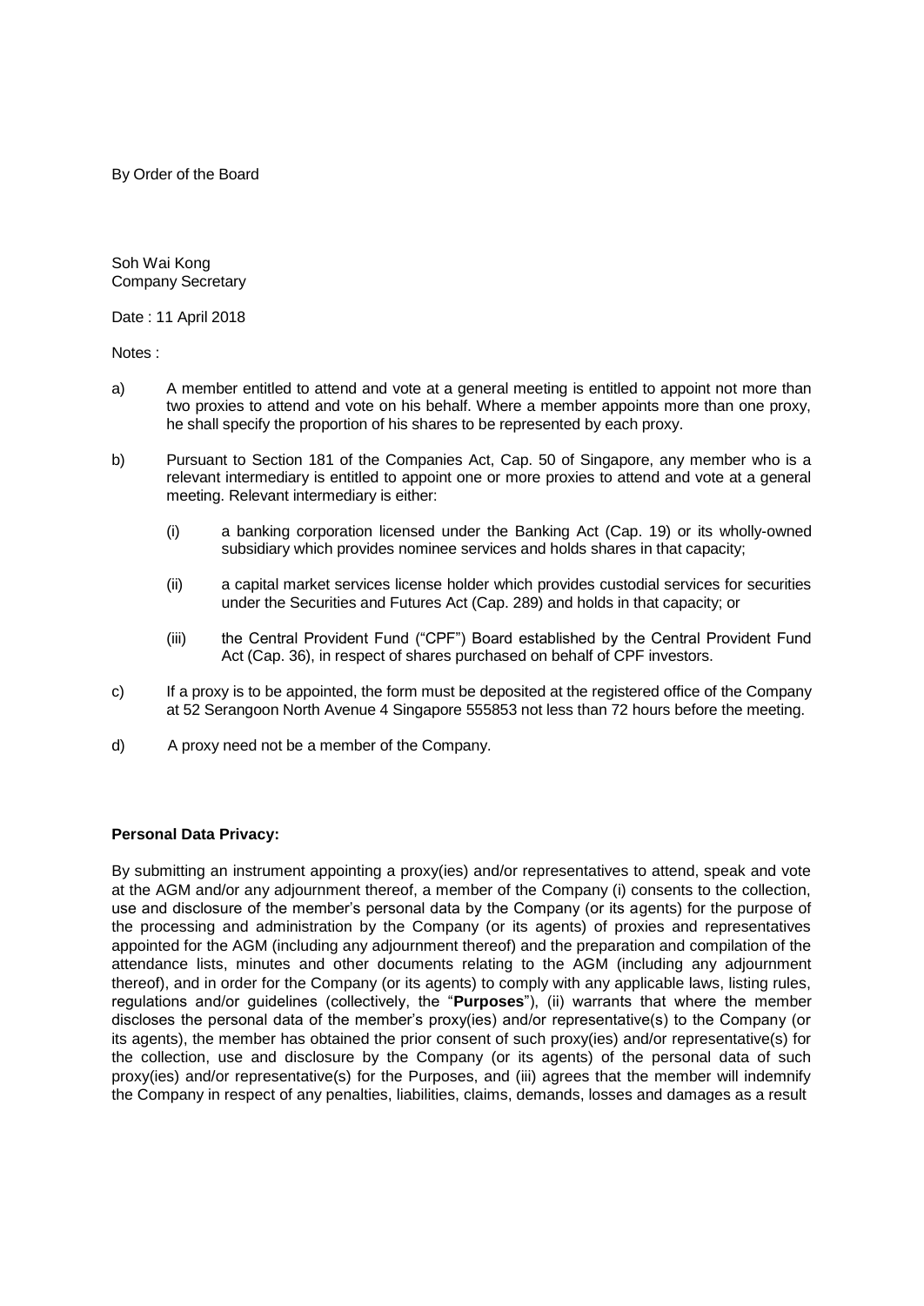By Order of the Board

Soh Wai Kong
Company Secretary

Date : 11 April 2018

Notes :

a) A member entitled to attend and vote at a general meeting is entitled to appoint not more than two proxies to attend and vote on his behalf. Where a member appoints more than one proxy, he shall specify the proportion of his shares to be represented by each proxy.

b) Pursuant to Section 181 of the Companies Act, Cap. 50 of Singapore, any member who is a relevant intermediary is entitled to appoint one or more proxies to attend and vote at a general meeting. Relevant intermediary is either:

   (i) a banking corporation licensed under the Banking Act (Cap. 19) or its wholly-owned subsidiary which provides nominee services and holds shares in that capacity;

   (ii) a capital market services license holder which provides custodial services for securities under the Securities and Futures Act (Cap. 289) and holds in that capacity; or

   (iii) the Central Provident Fund ("CPF") Board established by the Central Provident Fund Act (Cap. 36), in respect of shares purchased on behalf of CPF investors.

c) If a proxy is to be appointed, the form must be deposited at the registered office of the Company at 52 Serangoon North Avenue 4 Singapore 555853 not less than 72 hours before the meeting.

d) A proxy need not be a member of the Company.

**Personal Data Privacy:**

By submitting an instrument appointing a proxy(ies) and/or representatives to attend, speak and vote at the AGM and/or any adjournment thereof, a member of the Company (i) consents to the collection, use and disclosure of the member's personal data by the Company (or its agents) for the purpose of the processing and administration by the Company (or its agents) of proxies and representatives appointed for the AGM (including any adjournment thereof) and the preparation and compilation of the attendance lists, minutes and other documents relating to the AGM (including any adjournment thereof), and in order for the Company (or its agents) to comply with any applicable laws, listing rules, regulations and/or guidelines (collectively, the "**Purposes**"), (ii) warrants that where the member discloses the personal data of the member's proxy(ies) and/or representative(s) to the Company (or its agents), the member has obtained the prior consent of such proxy(ies) and/or representative(s) for the collection, use and disclosure by the Company (or its agents) of the personal data of such proxy(ies) and/or representative(s) for the Purposes, and (iii) agrees that the member will indemnify the Company in respect of any penalties, liabilities, claims, demands, losses and damages as a result